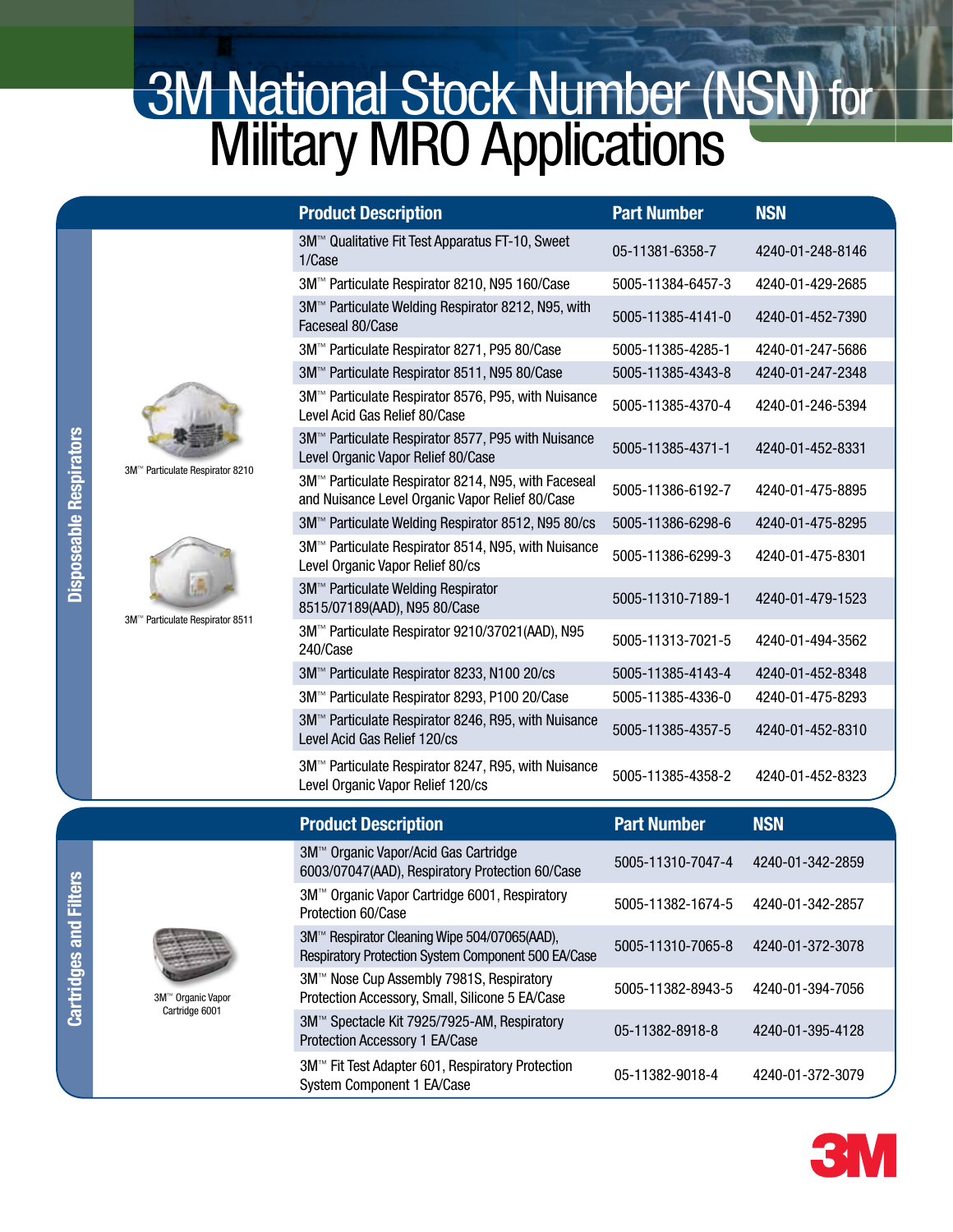# 3M National Stock Number (NSN) for Military MRO Applications

## Disposeable Respirators

3M™ Particulate Respirator 8210

3M™ Particulate Respirator 8511

| Product Description | Part Number | NSN |
|---|---|---|
| 3M™ Qualitative Fit Test Apparatus FT-10, Sweet 1/Case | 05-11381-6358-7 | 4240-01-248-8146 |
| 3M™ Particulate Respirator 8210, N95 160/Case | 5005-11384-6457-3 | 4240-01-429-2685 |
| 3M™ Particulate Welding Respirator 8212, N95, with Faceseal 80/Case | 5005-11385-4141-0 | 4240-01-452-7390 |
| 3M™ Particulate Respirator 8271, P95 80/Case | 5005-11385-4285-1 | 4240-01-247-5686 |
| 3M™ Particulate Respirator 8511, N95 80/Case | 5005-11385-4343-8 | 4240-01-247-2348 |
| 3M™ Particulate Respirator 8576, P95, with Nuisance Level Acid Gas Relief 80/Case | 5005-11385-4370-4 | 4240-01-246-5394 |
| 3M™ Particulate Respirator 8577, P95 with Nuisance Level Organic Vapor Relief 80/Case | 5005-11385-4371-1 | 4240-01-452-8331 |
| 3M™ Particulate Respirator 8214, N95, with Faceseal and Nuisance Level Organic Vapor Relief 80/Case | 5005-11386-6192-7 | 4240-01-475-8895 |
| 3M™ Particulate Welding Respirator 8512, N95 80/cs | 5005-11386-6298-6 | 4240-01-475-8295 |
| 3M™ Particulate Respirator 8514, N95, with Nuisance Level Organic Vapor Relief 80/cs | 5005-11386-6299-3 | 4240-01-475-8301 |
| 3M™ Particulate Welding Respirator 8515/07189(AAD), N95 80/Case | 5005-11310-7189-1 | 4240-01-479-1523 |
| 3M™ Particulate Respirator 9210/37021(AAD), N95 240/Case | 5005-11313-7021-5 | 4240-01-494-3562 |
| 3M™ Particulate Respirator 8233, N100 20/cs | 5005-11385-4143-4 | 4240-01-452-8348 |
| 3M™ Particulate Respirator 8293, P100 20/Case | 5005-11385-4336-0 | 4240-01-475-8293 |
| 3M™ Particulate Respirator 8246, R95, with Nuisance Level Acid Gas Relief 120/cs | 5005-11385-4357-5 | 4240-01-452-8310 |
| 3M™ Particulate Respirator 8247, R95, with Nuisance Level Organic Vapor Relief 120/cs | 5005-11385-4358-2 | 4240-01-452-8323 |

## Cartridges and Filters

3M™ Organic Vapor Cartridge 6001

| Product Description | Part Number | NSN |
|---|---|---|
| 3M™ Organic Vapor/Acid Gas Cartridge 6003/07047(AAD), Respiratory Protection 60/Case | 5005-11310-7047-4 | 4240-01-342-2859 |
| 3M™ Organic Vapor Cartridge 6001, Respiratory Protection 60/Case | 5005-11382-1674-5 | 4240-01-342-2857 |
| 3M™ Respirator Cleaning Wipe 504/07065(AAD), Respiratory Protection System Component 500 EA/Case | 5005-11310-7065-8 | 4240-01-372-3078 |
| 3M™ Nose Cup Assembly 7981S, Respiratory Protection Accessory, Small, Silicone 5 EA/Case | 5005-11382-8943-5 | 4240-01-394-7056 |
| 3M™ Spectacle Kit 7925/7925-AM, Respiratory Protection Accessory 1 EA/Case | 05-11382-8918-8 | 4240-01-395-4128 |
| 3M™ Fit Test Adapter 601, Respiratory Protection System Component 1 EA/Case | 05-11382-9018-4 | 4240-01-372-3079 |

3M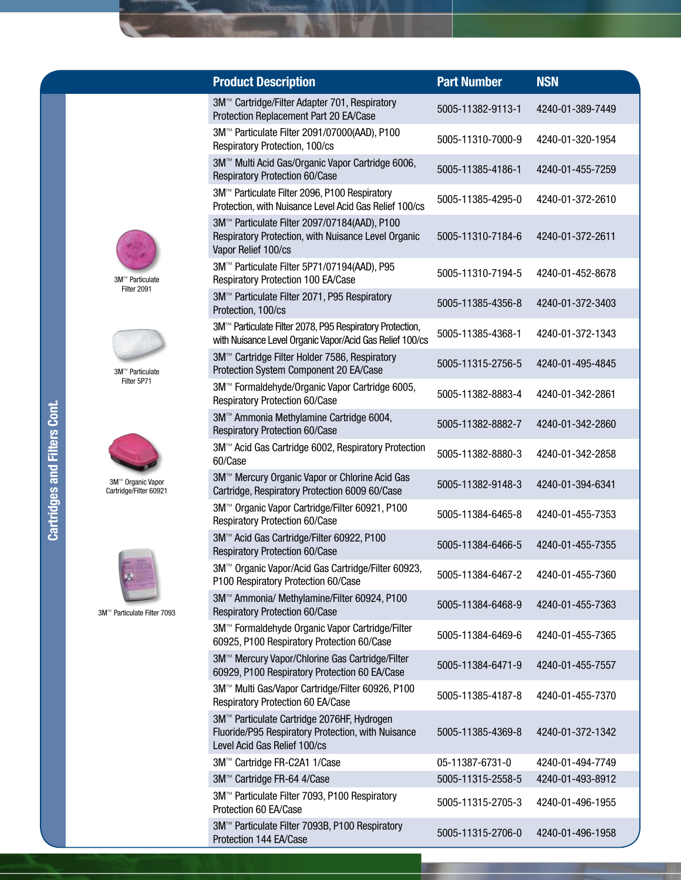## Cartridges and Filters Cont.

| Product Description | Part Number | NSN |
|---|---|---|
| 3M™ Cartridge/Filter Adapter 701, Respiratory Protection Replacement Part 20 EA/Case | 5005-11382-9113-1 | 4240-01-389-7449 |
| 3M™ Particulate Filter 2091/07000(AAD), P100 Respiratory Protection, 100/cs | 5005-11310-7000-9 | 4240-01-320-1954 |
| 3M™ Multi Acid Gas/Organic Vapor Cartridge 6006, Respiratory Protection 60/Case | 5005-11385-4186-1 | 4240-01-455-7259 |
| 3M™ Particulate Filter 2096, P100 Respiratory Protection, with Nuisance Level Acid Gas Relief 100/cs | 5005-11385-4295-0 | 4240-01-372-2610 |
| 3M™ Particulate Filter 2097/07184(AAD), P100 Respiratory Protection, with Nuisance Level Organic Vapor Relief 100/cs | 5005-11310-7184-6 | 4240-01-372-2611 |
| 3M™ Particulate Filter 5P71/07194(AAD), P95 Respiratory Protection 100 EA/Case | 5005-11310-7194-5 | 4240-01-452-8678 |
| 3M™ Particulate Filter 2071, P95 Respiratory Protection, 100/cs | 5005-11385-4356-8 | 4240-01-372-3403 |
| 3M™ Particulate Filter 2078, P95 Respiratory Protection, with Nuisance Level Organic Vapor/Acid Gas Relief 100/cs | 5005-11385-4368-1 | 4240-01-372-1343 |
| 3M™ Cartridge Filter Holder 7586, Respiratory Protection System Component 20 EA/Case | 5005-11315-2756-5 | 4240-01-495-4845 |
| 3M™ Formaldehyde/Organic Vapor Cartridge 6005, Respiratory Protection 60/Case | 5005-11382-8883-4 | 4240-01-342-2861 |
| 3M™ Ammonia Methylamine Cartridge 6004, Respiratory Protection 60/Case | 5005-11382-8882-7 | 4240-01-342-2860 |
| 3M™ Acid Gas Cartridge 6002, Respiratory Protection 60/Case | 5005-11382-8880-3 | 4240-01-342-2858 |
| 3M™ Mercury Organic Vapor or Chlorine Acid Gas Cartridge, Respiratory Protection 6009 60/Case | 5005-11382-9148-3 | 4240-01-394-6341 |
| 3M™ Organic Vapor Cartridge/Filter 60921, P100 Respiratory Protection 60/Case | 5005-11384-6465-8 | 4240-01-455-7353 |
| 3M™ Acid Gas Cartridge/Filter 60922, P100 Respiratory Protection 60/Case | 5005-11384-6466-5 | 4240-01-455-7355 |
| 3M™ Organic Vapor/Acid Gas Cartridge/Filter 60923, P100 Respiratory Protection 60/Case | 5005-11384-6467-2 | 4240-01-455-7360 |
| 3M™ Ammonia/ Methylamine/Filter 60924, P100 Respiratory Protection 60/Case | 5005-11384-6468-9 | 4240-01-455-7363 |
| 3M™ Formaldehyde Organic Vapor Cartridge/Filter 60925, P100 Respiratory Protection 60/Case | 5005-11384-6469-6 | 4240-01-455-7365 |
| 3M™ Mercury Vapor/Chlorine Gas Cartridge/Filter 60929, P100 Respiratory Protection 60 EA/Case | 5005-11384-6471-9 | 4240-01-455-7557 |
| 3M™ Multi Gas/Vapor Cartridge/Filter 60926, P100 Respiratory Protection 60 EA/Case | 5005-11385-4187-8 | 4240-01-455-7370 |
| 3M™ Particulate Cartridge 2076HF, Hydrogen Fluoride/P95 Respiratory Protection, with Nuisance Level Acid Gas Relief 100/cs | 5005-11385-4369-8 | 4240-01-372-1342 |
| 3M™ Cartridge FR-C2A1 1/Case | 05-11387-6731-0 | 4240-01-494-7749 |
| 3M™ Cartridge FR-64 4/Case | 5005-11315-2558-5 | 4240-01-493-8912 |
| 3M™ Particulate Filter 7093, P100 Respiratory Protection 60 EA/Case | 5005-11315-2705-3 | 4240-01-496-1955 |
| 3M™ Particulate Filter 7093B, P100 Respiratory Protection 144 EA/Case | 5005-11315-2706-0 | 4240-01-496-1958 |

3M™ Particulate Filter 2091

3M™ Particulate Filter 5P71

3M™ Organic Vapor Cartridge/Filter 60921

3M™ Particulate Filter 7093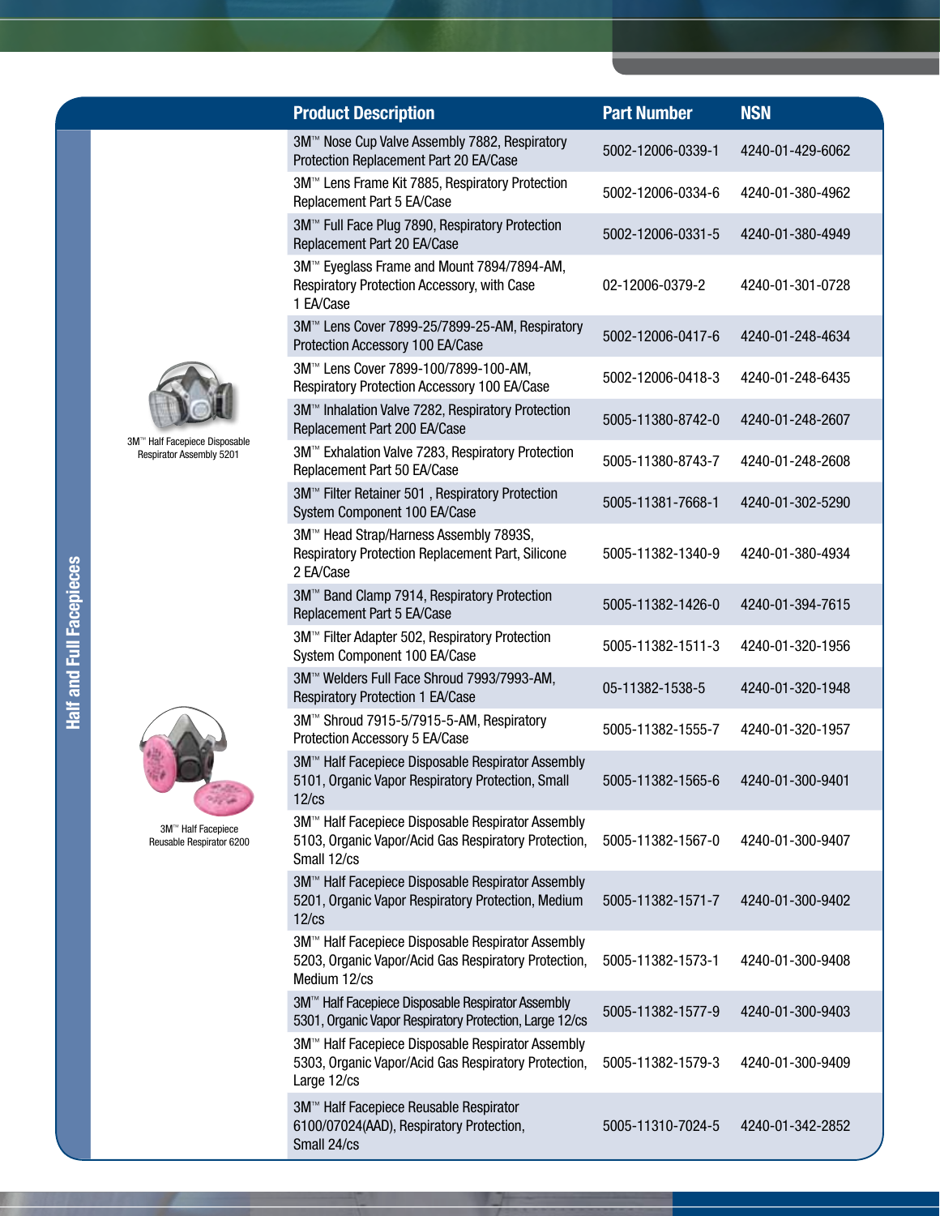## Half and Full Facepieces

3M™ Half Facepiece Disposable Respirator Assembly 5201

3M™ Half Facepiece Reusable Respirator 6200

| Product Description | Part Number | NSN |
|---|---|---|
| 3M™ Nose Cup Valve Assembly 7882, Respiratory Protection Replacement Part 20 EA/Case | 5002-12006-0339-1 | 4240-01-429-6062 |
| 3M™ Lens Frame Kit 7885, Respiratory Protection Replacement Part 5 EA/Case | 5002-12006-0334-6 | 4240-01-380-4962 |
| 3M™ Full Face Plug 7890, Respiratory Protection Replacement Part 20 EA/Case | 5002-12006-0331-5 | 4240-01-380-4949 |
| 3M™ Eyeglass Frame and Mount 7894/7894-AM, Respiratory Protection Accessory, with Case 1 EA/Case | 02-12006-0379-2 | 4240-01-301-0728 |
| 3M™ Lens Cover 7899-25/7899-25-AM, Respiratory Protection Accessory 100 EA/Case | 5002-12006-0417-6 | 4240-01-248-4634 |
| 3M™ Lens Cover 7899-100/7899-100-AM, Respiratory Protection Accessory 100 EA/Case | 5002-12006-0418-3 | 4240-01-248-6435 |
| 3M™ Inhalation Valve 7282, Respiratory Protection Replacement Part 200 EA/Case | 5005-11380-8742-0 | 4240-01-248-2607 |
| 3M™ Exhalation Valve 7283, Respiratory Protection Replacement Part 50 EA/Case | 5005-11380-8743-7 | 4240-01-248-2608 |
| 3M™ Filter Retainer 501 , Respiratory Protection System Component 100 EA/Case | 5005-11381-7668-1 | 4240-01-302-5290 |
| 3M™ Head Strap/Harness Assembly 7893S, Respiratory Protection Replacement Part, Silicone 2 EA/Case | 5005-11382-1340-9 | 4240-01-380-4934 |
| 3M™ Band Clamp 7914, Respiratory Protection Replacement Part 5 EA/Case | 5005-11382-1426-0 | 4240-01-394-7615 |
| 3M™ Filter Adapter 502, Respiratory Protection System Component 100 EA/Case | 5005-11382-1511-3 | 4240-01-320-1956 |
| 3M™ Welders Full Face Shroud 7993/7993-AM, Respiratory Protection 1 EA/Case | 05-11382-1538-5 | 4240-01-320-1948 |
| 3M™ Shroud 7915-5/7915-5-AM, Respiratory Protection Accessory 5 EA/Case | 5005-11382-1555-7 | 4240-01-320-1957 |
| 3M™ Half Facepiece Disposable Respirator Assembly 5101, Organic Vapor Respiratory Protection, Small 12/cs | 5005-11382-1565-6 | 4240-01-300-9401 |
| 3M™ Half Facepiece Disposable Respirator Assembly 5103, Organic Vapor/Acid Gas Respiratory Protection, Small 12/cs | 5005-11382-1567-0 | 4240-01-300-9407 |
| 3M™ Half Facepiece Disposable Respirator Assembly 5201, Organic Vapor Respiratory Protection, Medium 12/cs | 5005-11382-1571-7 | 4240-01-300-9402 |
| 3M™ Half Facepiece Disposable Respirator Assembly 5203, Organic Vapor/Acid Gas Respiratory Protection, Medium 12/cs | 5005-11382-1573-1 | 4240-01-300-9408 |
| 3M™ Half Facepiece Disposable Respirator Assembly 5301, Organic Vapor Respiratory Protection, Large 12/cs | 5005-11382-1577-9 | 4240-01-300-9403 |
| 3M™ Half Facepiece Disposable Respirator Assembly 5303, Organic Vapor/Acid Gas Respiratory Protection, Large 12/cs | 5005-11382-1579-3 | 4240-01-300-9409 |
| 3M™ Half Facepiece Reusable Respirator 6100/07024(AAD), Respiratory Protection, Small 24/cs | 5005-11310-7024-5 | 4240-01-342-2852 |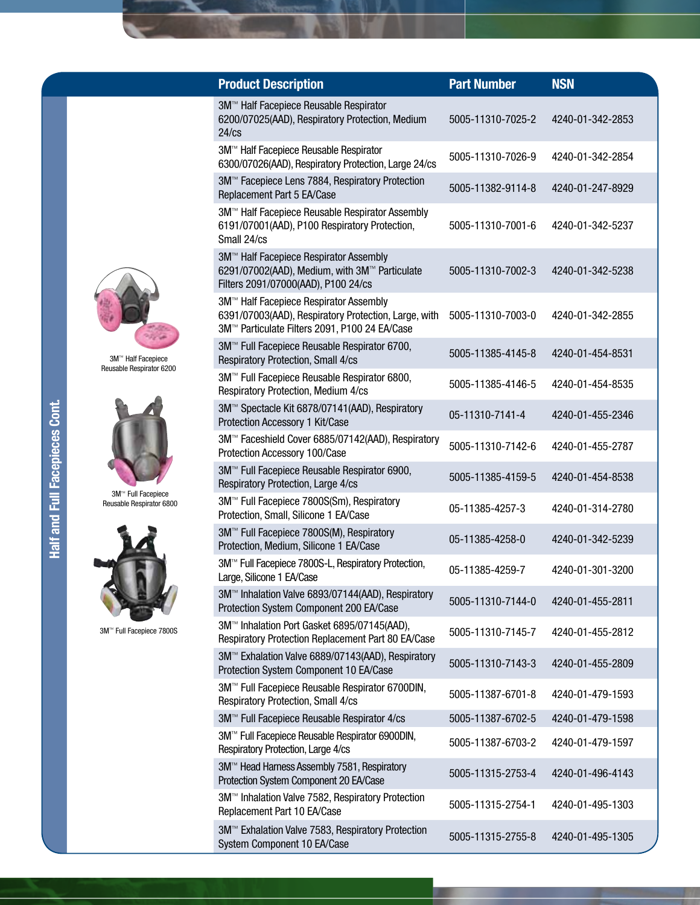## Half and Full Facepieces Cont.

| Product Description | Part Number | NSN |
|---|---|---|
| 3M™ Half Facepiece Reusable Respirator 6200/07025(AAD), Respiratory Protection, Medium 24/cs | 5005-11310-7025-2 | 4240-01-342-2853 |
| 3M™ Half Facepiece Reusable Respirator 6300/07026(AAD), Respiratory Protection, Large 24/cs | 5005-11310-7026-9 | 4240-01-342-2854 |
| 3M™ Facepiece Lens 7884, Respiratory Protection Replacement Part 5 EA/Case | 5005-11382-9114-8 | 4240-01-247-8929 |
| 3M™ Half Facepiece Reusable Respirator Assembly 6191/07001(AAD), P100 Respiratory Protection, Small 24/cs | 5005-11310-7001-6 | 4240-01-342-5237 |
| 3M™ Half Facepiece Respirator Assembly 6291/07002(AAD), Medium, with 3M™ Particulate Filters 2091/07000(AAD), P100 24/cs | 5005-11310-7002-3 | 4240-01-342-5238 |
| 3M™ Half Facepiece Respirator Assembly 6391/07003(AAD), Respiratory Protection, Large, with 3M™ Particulate Filters 2091, P100 24 EA/Case | 5005-11310-7003-0 | 4240-01-342-2855 |
| 3M™ Full Facepiece Reusable Respirator 6700, Respiratory Protection, Small 4/cs | 5005-11385-4145-8 | 4240-01-454-8531 |
| 3M™ Full Facepiece Reusable Respirator 6800, Respiratory Protection, Medium 4/cs | 5005-11385-4146-5 | 4240-01-454-8535 |
| 3M™ Spectacle Kit 6878/07141(AAD), Respiratory Protection Accessory 1 Kit/Case | 05-11310-7141-4 | 4240-01-455-2346 |
| 3M™ Faceshield Cover 6885/07142(AAD), Respiratory Protection Accessory 100/Case | 5005-11310-7142-6 | 4240-01-455-2787 |
| 3M™ Full Facepiece Reusable Respirator 6900, Respiratory Protection, Large 4/cs | 5005-11385-4159-5 | 4240-01-454-8538 |
| 3M™ Full Facepiece 7800S(Sm), Respiratory Protection, Small, Silicone 1 EA/Case | 05-11385-4257-3 | 4240-01-314-2780 |
| 3M™ Full Facepiece 7800S(M), Respiratory Protection, Medium, Silicone 1 EA/Case | 05-11385-4258-0 | 4240-01-342-5239 |
| 3M™ Full Facepiece 7800S-L, Respiratory Protection, Large, Silicone 1 EA/Case | 05-11385-4259-7 | 4240-01-301-3200 |
| 3M™ Inhalation Valve 6893/07144(AAD), Respiratory Protection System Component 200 EA/Case | 5005-11310-7144-0 | 4240-01-455-2811 |
| 3M™ Inhalation Port Gasket 6895/07145(AAD), Respiratory Protection Replacement Part 80 EA/Case | 5005-11310-7145-7 | 4240-01-455-2812 |
| 3M™ Exhalation Valve 6889/07143(AAD), Respiratory Protection System Component 10 EA/Case | 5005-11310-7143-3 | 4240-01-455-2809 |
| 3M™ Full Facepiece Reusable Respirator 6700DIN, Respiratory Protection, Small 4/cs | 5005-11387-6701-8 | 4240-01-479-1593 |
| 3M™ Full Facepiece Reusable Respirator 4/cs | 5005-11387-6702-5 | 4240-01-479-1598 |
| 3M™ Full Facepiece Reusable Respirator 6900DIN, Respiratory Protection, Large 4/cs | 5005-11387-6703-2 | 4240-01-479-1597 |
| 3M™ Head Harness Assembly 7581, Respiratory Protection System Component 20 EA/Case | 5005-11315-2753-4 | 4240-01-496-4143 |
| 3M™ Inhalation Valve 7582, Respiratory Protection Replacement Part 10 EA/Case | 5005-11315-2754-1 | 4240-01-495-1303 |
| 3M™ Exhalation Valve 7583, Respiratory Protection System Component 10 EA/Case | 5005-11315-2755-8 | 4240-01-495-1305 |

3M™ Half Facepiece Reusable Respirator 6200

3M™ Full Facepiece Reusable Respirator 6800

3M™ Full Facepiece 7800S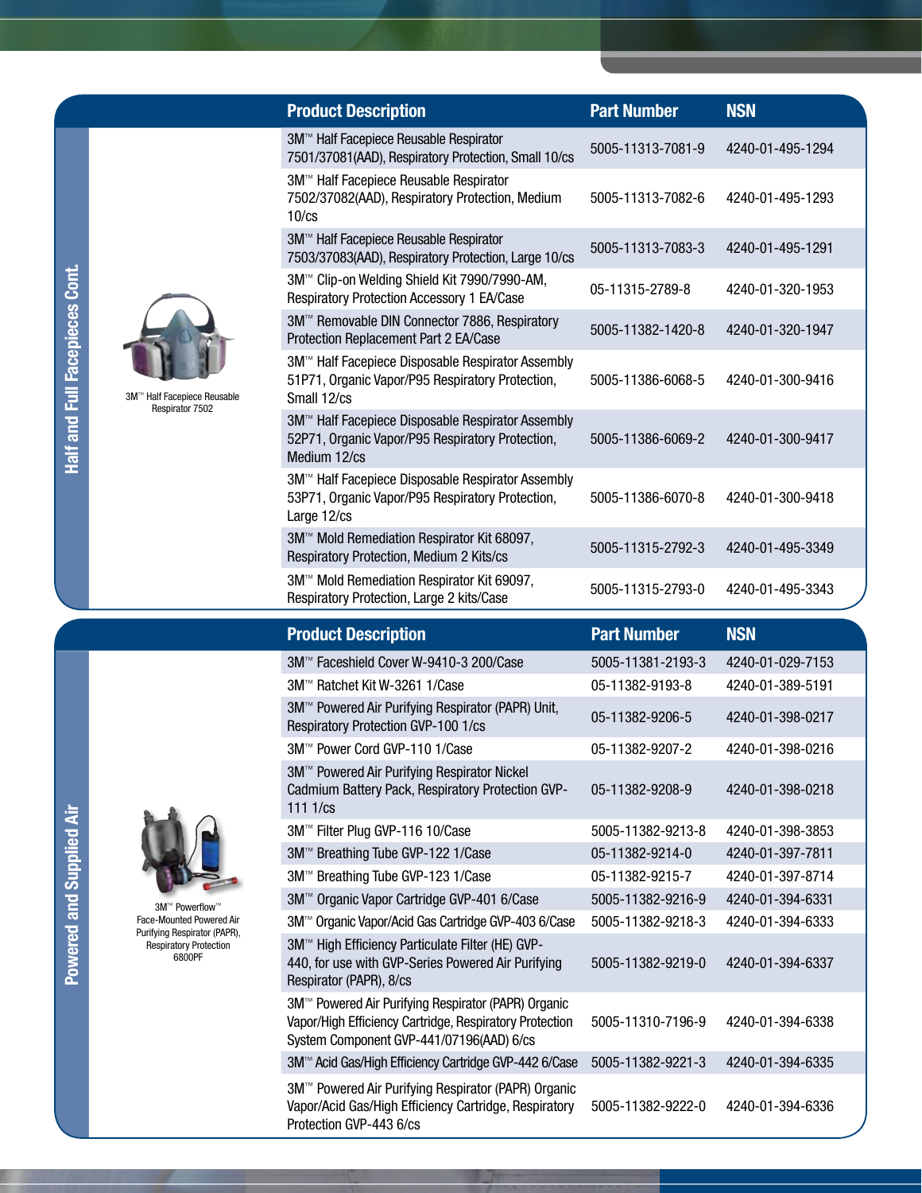## Half and Full Facepieces Cont.

3M™ Half Facepiece Reusable Respirator 7502

| Product Description | Part Number | NSN |
|---|---|---|
| 3M™ Half Facepiece Reusable Respirator 7501/37081(AAD), Respiratory Protection, Small 10/cs | 5005-11313-7081-9 | 4240-01-495-1294 |
| 3M™ Half Facepiece Reusable Respirator 7502/37082(AAD), Respiratory Protection, Medium 10/cs | 5005-11313-7082-6 | 4240-01-495-1293 |
| 3M™ Half Facepiece Reusable Respirator 7503/37083(AAD), Respiratory Protection, Large 10/cs | 5005-11313-7083-3 | 4240-01-495-1291 |
| 3M™ Clip-on Welding Shield Kit 7990/7990-AM, Respiratory Protection Accessory 1 EA/Case | 05-11315-2789-8 | 4240-01-320-1953 |
| 3M™ Removable DIN Connector 7886, Respiratory Protection Replacement Part 2 EA/Case | 5005-11382-1420-8 | 4240-01-320-1947 |
| 3M™ Half Facepiece Disposable Respirator Assembly 51P71, Organic Vapor/P95 Respiratory Protection, Small 12/cs | 5005-11386-6068-5 | 4240-01-300-9416 |
| 3M™ Half Facepiece Disposable Respirator Assembly 52P71, Organic Vapor/P95 Respiratory Protection, Medium 12/cs | 5005-11386-6069-2 | 4240-01-300-9417 |
| 3M™ Half Facepiece Disposable Respirator Assembly 53P71, Organic Vapor/P95 Respiratory Protection, Large 12/cs | 5005-11386-6070-8 | 4240-01-300-9418 |
| 3M™ Mold Remediation Respirator Kit 68097, Respiratory Protection, Medium 2 Kits/cs | 5005-11315-2792-3 | 4240-01-495-3349 |
| 3M™ Mold Remediation Respirator Kit 69097, Respiratory Protection, Large 2 kits/Case | 5005-11315-2793-0 | 4240-01-495-3343 |

## Powered and Supplied Air

3M™ Powerflow™ Face-Mounted Powered Air Purifying Respirator (PAPR), Respiratory Protection 6800PF

| Product Description | Part Number | NSN |
|---|---|---|
| 3M™ Faceshield Cover W-9410-3 200/Case | 5005-11381-2193-3 | 4240-01-029-7153 |
| 3M™ Ratchet Kit W-3261 1/Case | 05-11382-9193-8 | 4240-01-389-5191 |
| 3M™ Powered Air Purifying Respirator (PAPR) Unit, Respiratory Protection GVP-100 1/cs | 05-11382-9206-5 | 4240-01-398-0217 |
| 3M™ Power Cord GVP-110 1/Case | 05-11382-9207-2 | 4240-01-398-0216 |
| 3M™ Powered Air Purifying Respirator Nickel Cadmium Battery Pack, Respiratory Protection GVP-111 1/cs | 05-11382-9208-9 | 4240-01-398-0218 |
| 3M™ Filter Plug GVP-116 10/Case | 5005-11382-9213-8 | 4240-01-398-3853 |
| 3M™ Breathing Tube GVP-122 1/Case | 05-11382-9214-0 | 4240-01-397-7811 |
| 3M™ Breathing Tube GVP-123 1/Case | 05-11382-9215-7 | 4240-01-397-8714 |
| 3M™ Organic Vapor Cartridge GVP-401 6/Case | 5005-11382-9216-9 | 4240-01-394-6331 |
| 3M™ Organic Vapor/Acid Gas Cartridge GVP-403 6/Case | 5005-11382-9218-3 | 4240-01-394-6333 |
| 3M™ High Efficiency Particulate Filter (HE) GVP-440, for use with GVP-Series Powered Air Purifying Respirator (PAPR), 8/cs | 5005-11382-9219-0 | 4240-01-394-6337 |
| 3M™ Powered Air Purifying Respirator (PAPR) Organic Vapor/High Efficiency Cartridge, Respiratory Protection System Component GVP-441/07196(AAD) 6/cs | 5005-11310-7196-9 | 4240-01-394-6338 |
| 3M™ Acid Gas/High Efficiency Cartridge GVP-442 6/Case | 5005-11382-9221-3 | 4240-01-394-6335 |
| 3M™ Powered Air Purifying Respirator (PAPR) Organic Vapor/Acid Gas/High Efficiency Cartridge, Respiratory Protection GVP-443 6/cs | 5005-11382-9222-0 | 4240-01-394-6336 |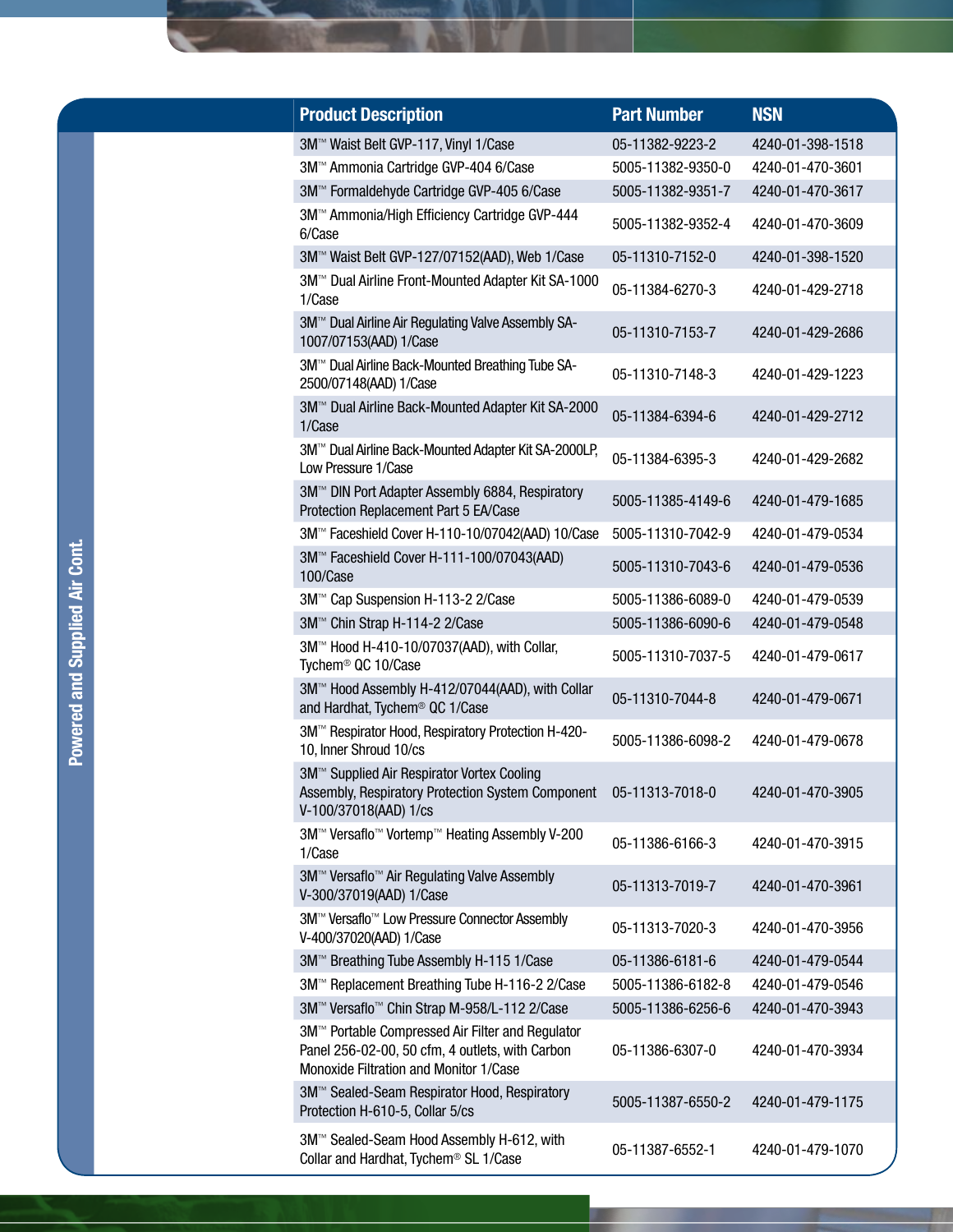## Powered and Supplied Air Cont.

| Product Description | Part Number | NSN |
|---|---|---|
| 3M™ Waist Belt GVP-117, Vinyl 1/Case | 05-11382-9223-2 | 4240-01-398-1518 |
| 3M™ Ammonia Cartridge GVP-404 6/Case | 5005-11382-9350-0 | 4240-01-470-3601 |
| 3M™ Formaldehyde Cartridge GVP-405 6/Case | 5005-11382-9351-7 | 4240-01-470-3617 |
| 3M™ Ammonia/High Efficiency Cartridge GVP-444 6/Case | 5005-11382-9352-4 | 4240-01-470-3609 |
| 3M™ Waist Belt GVP-127/07152(AAD), Web 1/Case | 05-11310-7152-0 | 4240-01-398-1520 |
| 3M™ Dual Airline Front-Mounted Adapter Kit SA-1000 1/Case | 05-11384-6270-3 | 4240-01-429-2718 |
| 3M™ Dual Airline Air Regulating Valve Assembly SA-1007/07153(AAD) 1/Case | 05-11310-7153-7 | 4240-01-429-2686 |
| 3M™ Dual Airline Back-Mounted Breathing Tube SA-2500/07148(AAD) 1/Case | 05-11310-7148-3 | 4240-01-429-1223 |
| 3M™ Dual Airline Back-Mounted Adapter Kit SA-2000 1/Case | 05-11384-6394-6 | 4240-01-429-2712 |
| 3M™ Dual Airline Back-Mounted Adapter Kit SA-2000LP, Low Pressure 1/Case | 05-11384-6395-3 | 4240-01-429-2682 |
| 3M™ DIN Port Adapter Assembly 6884, Respiratory Protection Replacement Part 5 EA/Case | 5005-11385-4149-6 | 4240-01-479-1685 |
| 3M™ Faceshield Cover H-110-10/07042(AAD) 10/Case | 5005-11310-7042-9 | 4240-01-479-0534 |
| 3M™ Faceshield Cover H-111-100/07043(AAD) 100/Case | 5005-11310-7043-6 | 4240-01-479-0536 |
| 3M™ Cap Suspension H-113-2 2/Case | 5005-11386-6089-0 | 4240-01-479-0539 |
| 3M™ Chin Strap H-114-2 2/Case | 5005-11386-6090-6 | 4240-01-479-0548 |
| 3M™ Hood H-410-10/07037(AAD), with Collar, Tychem® QC 10/Case | 5005-11310-7037-5 | 4240-01-479-0617 |
| 3M™ Hood Assembly H-412/07044(AAD), with Collar and Hardhat, Tychem® QC 1/Case | 05-11310-7044-8 | 4240-01-479-0671 |
| 3M™ Respirator Hood, Respiratory Protection H-420-10, Inner Shroud 10/cs | 5005-11386-6098-2 | 4240-01-479-0678 |
| 3M™ Supplied Air Respirator Vortex Cooling Assembly, Respiratory Protection System Component V-100/37018(AAD) 1/cs | 05-11313-7018-0 | 4240-01-470-3905 |
| 3M™ Versaflo™ Vortemp™ Heating Assembly V-200 1/Case | 05-11386-6166-3 | 4240-01-470-3915 |
| 3M™ Versaflo™ Air Regulating Valve Assembly V-300/37019(AAD) 1/Case | 05-11313-7019-7 | 4240-01-470-3961 |
| 3M™ Versaflo™ Low Pressure Connector Assembly V-400/37020(AAD) 1/Case | 05-11313-7020-3 | 4240-01-470-3956 |
| 3M™ Breathing Tube Assembly H-115 1/Case | 05-11386-6181-6 | 4240-01-479-0544 |
| 3M™ Replacement Breathing Tube H-116-2 2/Case | 5005-11386-6182-8 | 4240-01-479-0546 |
| 3M™ Versaflo™ Chin Strap M-958/L-112 2/Case | 5005-11386-6256-6 | 4240-01-470-3943 |
| 3M™ Portable Compressed Air Filter and Regulator Panel 256-02-00, 50 cfm, 4 outlets, with Carbon Monoxide Filtration and Monitor 1/Case | 05-11386-6307-0 | 4240-01-470-3934 |
| 3M™ Sealed-Seam Respirator Hood, Respiratory Protection H-610-5, Collar 5/cs | 5005-11387-6550-2 | 4240-01-479-1175 |
| 3M™ Sealed-Seam Hood Assembly H-612, with Collar and Hardhat, Tychem® SL 1/Case | 05-11387-6552-1 | 4240-01-479-1070 |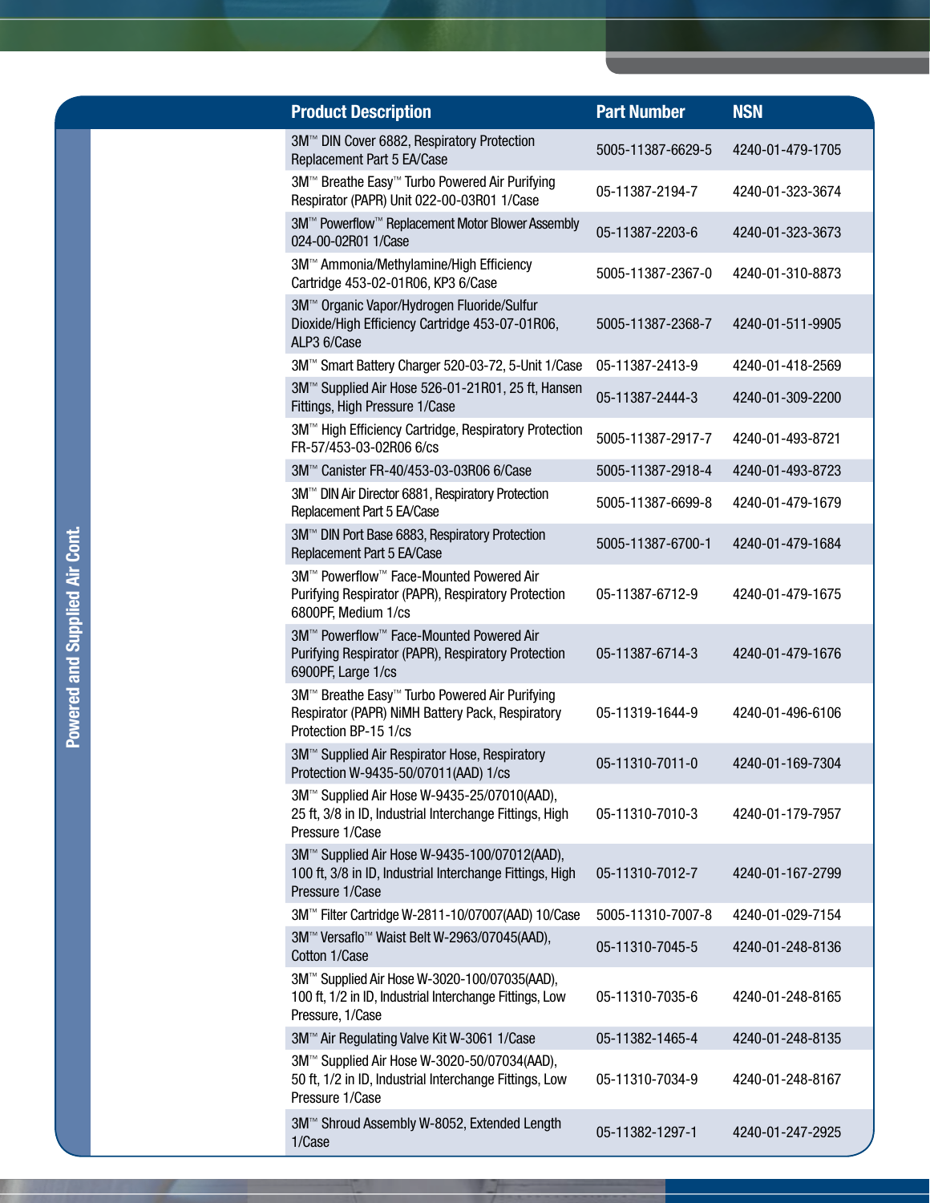## Powered and Supplied Air Cont.

| Product Description | Part Number | NSN |
|---|---|---|
| 3M™ DIN Cover 6882, Respiratory Protection Replacement Part 5 EA/Case | 5005-11387-6629-5 | 4240-01-479-1705 |
| 3M™ Breathe Easy™ Turbo Powered Air Purifying Respirator (PAPR) Unit 022-00-03R01 1/Case | 05-11387-2194-7 | 4240-01-323-3674 |
| 3M™ Powerflow™ Replacement Motor Blower Assembly 024-00-02R01 1/Case | 05-11387-2203-6 | 4240-01-323-3673 |
| 3M™ Ammonia/Methylamine/High Efficiency Cartridge 453-02-01R06, KP3 6/Case | 5005-11387-2367-0 | 4240-01-310-8873 |
| 3M™ Organic Vapor/Hydrogen Fluoride/Sulfur Dioxide/High Efficiency Cartridge 453-07-01R06, ALP3 6/Case | 5005-11387-2368-7 | 4240-01-511-9905 |
| 3M™ Smart Battery Charger 520-03-72, 5-Unit 1/Case | 05-11387-2413-9 | 4240-01-418-2569 |
| 3M™ Supplied Air Hose 526-01-21R01, 25 ft, Hansen Fittings, High Pressure 1/Case | 05-11387-2444-3 | 4240-01-309-2200 |
| 3M™ High Efficiency Cartridge, Respiratory Protection FR-57/453-03-02R06 6/cs | 5005-11387-2917-7 | 4240-01-493-8721 |
| 3M™ Canister FR-40/453-03-03R06 6/Case | 5005-11387-2918-4 | 4240-01-493-8723 |
| 3M™ DIN Air Director 6881, Respiratory Protection Replacement Part 5 EA/Case | 5005-11387-6699-8 | 4240-01-479-1679 |
| 3M™ DIN Port Base 6883, Respiratory Protection Replacement Part 5 EA/Case | 5005-11387-6700-1 | 4240-01-479-1684 |
| 3M™ Powerflow™ Face-Mounted Powered Air Purifying Respirator (PAPR), Respiratory Protection 6800PF, Medium 1/cs | 05-11387-6712-9 | 4240-01-479-1675 |
| 3M™ Powerflow™ Face-Mounted Powered Air Purifying Respirator (PAPR), Respiratory Protection 6900PF, Large 1/cs | 05-11387-6714-3 | 4240-01-479-1676 |
| 3M™ Breathe Easy™ Turbo Powered Air Purifying Respirator (PAPR) NiMH Battery Pack, Respiratory Protection BP-15 1/cs | 05-11319-1644-9 | 4240-01-496-6106 |
| 3M™ Supplied Air Respirator Hose, Respiratory Protection W-9435-50/07011(AAD) 1/cs | 05-11310-7011-0 | 4240-01-169-7304 |
| 3M™ Supplied Air Hose W-9435-25/07010(AAD), 25 ft, 3/8 in ID, Industrial Interchange Fittings, High Pressure 1/Case | 05-11310-7010-3 | 4240-01-179-7957 |
| 3M™ Supplied Air Hose W-9435-100/07012(AAD), 100 ft, 3/8 in ID, Industrial Interchange Fittings, High Pressure 1/Case | 05-11310-7012-7 | 4240-01-167-2799 |
| 3M™ Filter Cartridge W-2811-10/07007(AAD) 10/Case | 5005-11310-7007-8 | 4240-01-029-7154 |
| 3M™ Versaflo™ Waist Belt W-2963/07045(AAD), Cotton 1/Case | 05-11310-7045-5 | 4240-01-248-8136 |
| 3M™ Supplied Air Hose W-3020-100/07035(AAD), 100 ft, 1/2 in ID, Industrial Interchange Fittings, Low Pressure, 1/Case | 05-11310-7035-6 | 4240-01-248-8165 |
| 3M™ Air Regulating Valve Kit W-3061 1/Case | 05-11382-1465-4 | 4240-01-248-8135 |
| 3M™ Supplied Air Hose W-3020-50/07034(AAD), 50 ft, 1/2 in ID, Industrial Interchange Fittings, Low Pressure 1/Case | 05-11310-7034-9 | 4240-01-248-8167 |
| 3M™ Shroud Assembly W-8052, Extended Length 1/Case | 05-11382-1297-1 | 4240-01-247-2925 |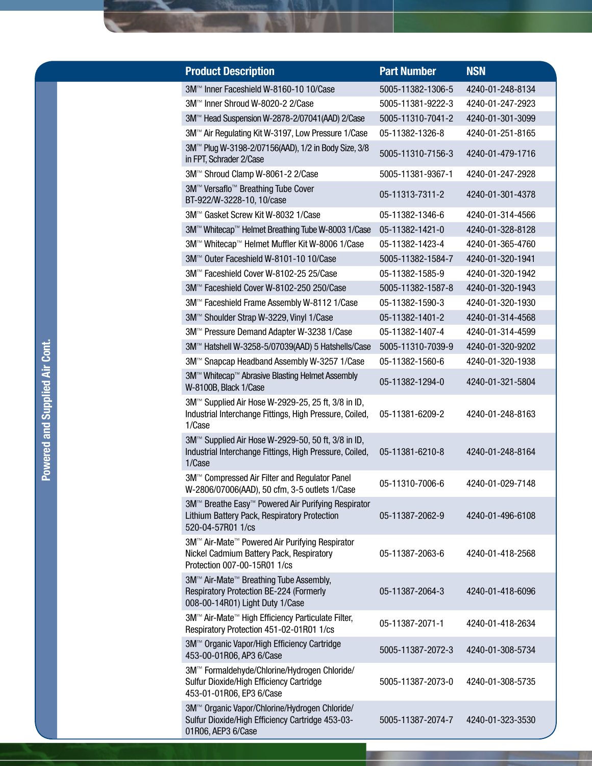## Powered and Supplied Air Cont.

| Product Description | Part Number | NSN |
|---|---|---|
| 3M™ Inner Faceshield W-8160-10 10/Case | 5005-11382-1306-5 | 4240-01-248-8134 |
| 3M™ Inner Shroud W-8020-2 2/Case | 5005-11381-9222-3 | 4240-01-247-2923 |
| 3M™ Head Suspension W-2878-2/07041(AAD) 2/Case | 5005-11310-7041-2 | 4240-01-301-3099 |
| 3M™ Air Regulating Kit W-3197, Low Pressure 1/Case | 05-11382-1326-8 | 4240-01-251-8165 |
| 3M™ Plug W-3198-2/07156(AAD), 1/2 in Body Size, 3/8 in FPT, Schrader 2/Case | 5005-11310-7156-3 | 4240-01-479-1716 |
| 3M™ Shroud Clamp W-8061-2 2/Case | 5005-11381-9367-1 | 4240-01-247-2928 |
| 3M™ Versaflo™ Breathing Tube Cover BT-922/W-3228-10, 10/case | 05-11313-7311-2 | 4240-01-301-4378 |
| 3M™ Gasket Screw Kit W-8032 1/Case | 05-11382-1346-6 | 4240-01-314-4566 |
| 3M™ Whitecap™ Helmet Breathing Tube W-8003 1/Case | 05-11382-1421-0 | 4240-01-328-8128 |
| 3M™ Whitecap™ Helmet Muffler Kit W-8006 1/Case | 05-11382-1423-4 | 4240-01-365-4760 |
| 3M™ Outer Faceshield W-8101-10 10/Case | 5005-11382-1584-7 | 4240-01-320-1941 |
| 3M™ Faceshield Cover W-8102-25 25/Case | 05-11382-1585-9 | 4240-01-320-1942 |
| 3M™ Faceshield Cover W-8102-250 250/Case | 5005-11382-1587-8 | 4240-01-320-1943 |
| 3M™ Faceshield Frame Assembly W-8112 1/Case | 05-11382-1590-3 | 4240-01-320-1930 |
| 3M™ Shoulder Strap W-3229, Vinyl 1/Case | 05-11382-1401-2 | 4240-01-314-4568 |
| 3M™ Pressure Demand Adapter W-3238 1/Case | 05-11382-1407-4 | 4240-01-314-4599 |
| 3M™ Hatshell W-3258-5/07039(AAD) 5 Hatshells/Case | 5005-11310-7039-9 | 4240-01-320-9202 |
| 3M™ Snapcap Headband Assembly W-3257 1/Case | 05-11382-1560-6 | 4240-01-320-1938 |
| 3M™ Whitecap™ Abrasive Blasting Helmet Assembly W-8100B, Black 1/Case | 05-11382-1294-0 | 4240-01-321-5804 |
| 3M™ Supplied Air Hose W-2929-25, 25 ft, 3/8 in ID, Industrial Interchange Fittings, High Pressure, Coiled, 1/Case | 05-11381-6209-2 | 4240-01-248-8163 |
| 3M™ Supplied Air Hose W-2929-50, 50 ft, 3/8 in ID, Industrial Interchange Fittings, High Pressure, Coiled, 1/Case | 05-11381-6210-8 | 4240-01-248-8164 |
| 3M™ Compressed Air Filter and Regulator Panel W-2806/07006(AAD), 50 cfm, 3-5 outlets 1/Case | 05-11310-7006-6 | 4240-01-029-7148 |
| 3M™ Breathe Easy™ Powered Air Purifying Respirator Lithium Battery Pack, Respiratory Protection 520-04-57R01 1/cs | 05-11387-2062-9 | 4240-01-496-6108 |
| 3M™ Air-Mate™ Powered Air Purifying Respirator Nickel Cadmium Battery Pack, Respiratory Protection 007-00-15R01 1/cs | 05-11387-2063-6 | 4240-01-418-2568 |
| 3M™ Air-Mate™ Breathing Tube Assembly, Respiratory Protection BE-224 (Formerly 008-00-14R01) Light Duty 1/Case | 05-11387-2064-3 | 4240-01-418-6096 |
| 3M™ Air-Mate™ High Efficiency Particulate Filter, Respiratory Protection 451-02-01R01 1/cs | 05-11387-2071-1 | 4240-01-418-2634 |
| 3M™ Organic Vapor/High Efficiency Cartridge 453-00-01R06, AP3 6/Case | 5005-11387-2072-3 | 4240-01-308-5734 |
| 3M™ Formaldehyde/Chlorine/Hydrogen Chloride/ Sulfur Dioxide/High Efficiency Cartridge 453-01-01R06, EP3 6/Case | 5005-11387-2073-0 | 4240-01-308-5735 |
| 3M™ Organic Vapor/Chlorine/Hydrogen Chloride/ Sulfur Dioxide/High Efficiency Cartridge 453-03-01R06, AEP3 6/Case | 5005-11387-2074-7 | 4240-01-323-3530 |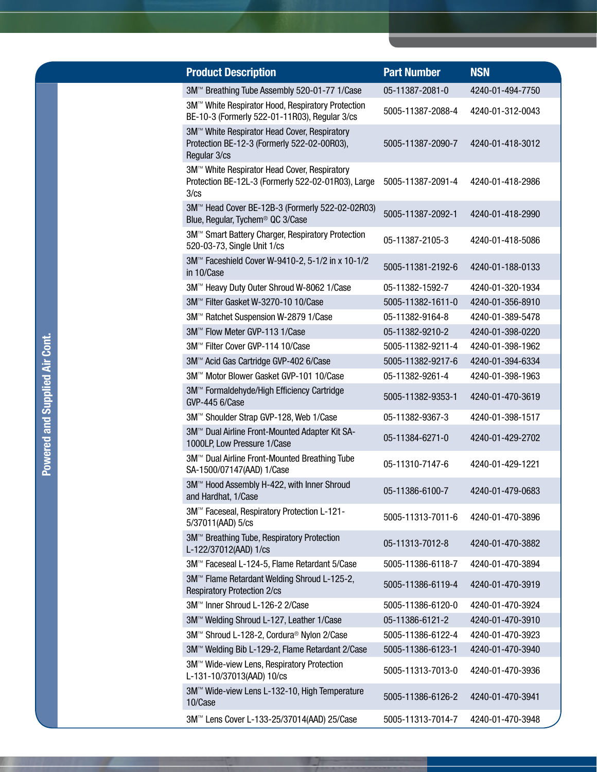## Powered and Supplied Air Cont.

| Product Description | Part Number | NSN |
|---|---|---|
| 3M™ Breathing Tube Assembly 520-01-77 1/Case | 05-11387-2081-0 | 4240-01-494-7750 |
| 3M™ White Respirator Hood, Respiratory Protection BE-10-3 (Formerly 522-01-11R03), Regular 3/cs | 5005-11387-2088-4 | 4240-01-312-0043 |
| 3M™ White Respirator Head Cover, Respiratory Protection BE-12-3 (Formerly 522-02-00R03), Regular 3/cs | 5005-11387-2090-7 | 4240-01-418-3012 |
| 3M™ White Respirator Head Cover, Respiratory Protection BE-12L-3 (Formerly 522-02-01R03), Large 3/cs | 5005-11387-2091-4 | 4240-01-418-2986 |
| 3M™ Head Cover BE-12B-3 (Formerly 522-02-02R03) Blue, Regular, Tychem® QC 3/Case | 5005-11387-2092-1 | 4240-01-418-2990 |
| 3M™ Smart Battery Charger, Respiratory Protection 520-03-73, Single Unit 1/cs | 05-11387-2105-3 | 4240-01-418-5086 |
| 3M™ Faceshield Cover W-9410-2, 5-1/2 in x 10-1/2 in 10/Case | 5005-11381-2192-6 | 4240-01-188-0133 |
| 3M™ Heavy Duty Outer Shroud W-8062 1/Case | 05-11382-1592-7 | 4240-01-320-1934 |
| 3M™ Filter Gasket W-3270-10 10/Case | 5005-11382-1611-0 | 4240-01-356-8910 |
| 3M™ Ratchet Suspension W-2879 1/Case | 05-11382-9164-8 | 4240-01-389-5478 |
| 3M™ Flow Meter GVP-113 1/Case | 05-11382-9210-2 | 4240-01-398-0220 |
| 3M™ Filter Cover GVP-114 10/Case | 5005-11382-9211-4 | 4240-01-398-1962 |
| 3M™ Acid Gas Cartridge GVP-402 6/Case | 5005-11382-9217-6 | 4240-01-394-6334 |
| 3M™ Motor Blower Gasket GVP-101 10/Case | 05-11382-9261-4 | 4240-01-398-1963 |
| 3M™ Formaldehyde/High Efficiency Cartridge GVP-445 6/Case | 5005-11382-9353-1 | 4240-01-470-3619 |
| 3M™ Shoulder Strap GVP-128, Web 1/Case | 05-11382-9367-3 | 4240-01-398-1517 |
| 3M™ Dual Airline Front-Mounted Adapter Kit SA-1000LP, Low Pressure 1/Case | 05-11384-6271-0 | 4240-01-429-2702 |
| 3M™ Dual Airline Front-Mounted Breathing Tube SA-1500/07147(AAD) 1/Case | 05-11310-7147-6 | 4240-01-429-1221 |
| 3M™ Hood Assembly H-422, with Inner Shroud and Hardhat, 1/Case | 05-11386-6100-7 | 4240-01-479-0683 |
| 3M™ Faceseal, Respiratory Protection L-121-5/37011(AAD) 5/cs | 5005-11313-7011-6 | 4240-01-470-3896 |
| 3M™ Breathing Tube, Respiratory Protection L-122/37012(AAD) 1/cs | 05-11313-7012-8 | 4240-01-470-3882 |
| 3M™ Faceseal L-124-5, Flame Retardant 5/Case | 5005-11386-6118-7 | 4240-01-470-3894 |
| 3M™ Flame Retardant Welding Shroud L-125-2, Respiratory Protection 2/cs | 5005-11386-6119-4 | 4240-01-470-3919 |
| 3M™ Inner Shroud L-126-2 2/Case | 5005-11386-6120-0 | 4240-01-470-3924 |
| 3M™ Welding Shroud L-127, Leather 1/Case | 05-11386-6121-2 | 4240-01-470-3910 |
| 3M™ Shroud L-128-2, Cordura® Nylon 2/Case | 5005-11386-6122-4 | 4240-01-470-3923 |
| 3M™ Welding Bib L-129-2, Flame Retardant 2/Case | 5005-11386-6123-1 | 4240-01-470-3940 |
| 3M™ Wide-view Lens, Respiratory Protection L-131-10/37013(AAD) 10/cs | 5005-11313-7013-0 | 4240-01-470-3936 |
| 3M™ Wide-view Lens L-132-10, High Temperature 10/Case | 5005-11386-6126-2 | 4240-01-470-3941 |
| 3M™ Lens Cover L-133-25/37014(AAD) 25/Case | 5005-11313-7014-7 | 4240-01-470-3948 |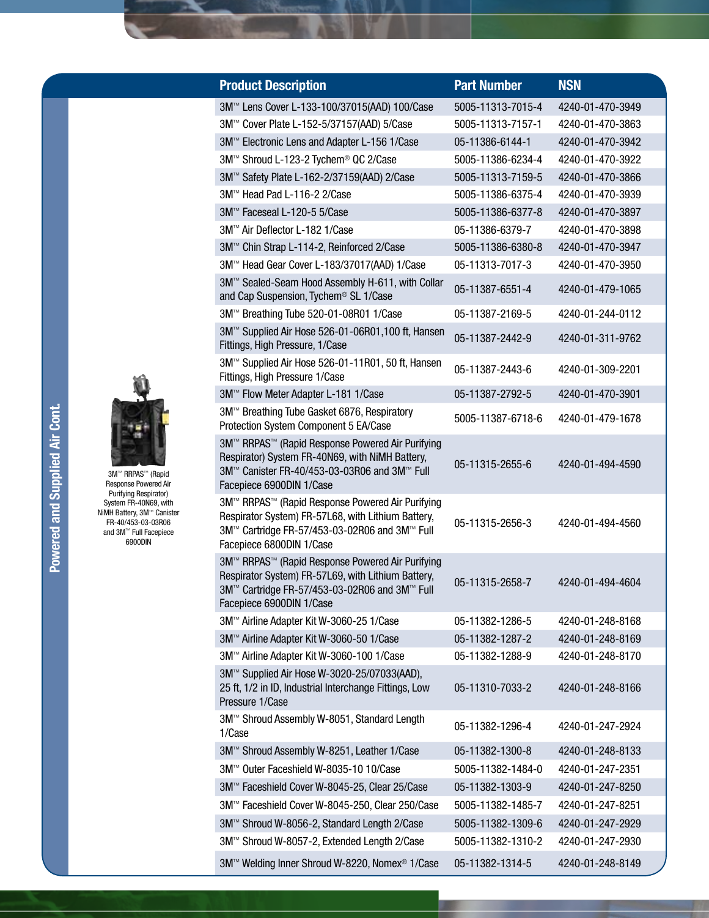## Powered and Supplied Air Cont.

| Product Description | Part Number | NSN |
|---|---|---|
| 3M™ Lens Cover L-133-100/37015(AAD) 100/Case | 5005-11313-7015-4 | 4240-01-470-3949 |
| 3M™ Cover Plate L-152-5/37157(AAD) 5/Case | 5005-11313-7157-1 | 4240-01-470-3863 |
| 3M™ Electronic Lens and Adapter L-156 1/Case | 05-11386-6144-1 | 4240-01-470-3942 |
| 3M™ Shroud L-123-2 Tychem® QC 2/Case | 5005-11386-6234-4 | 4240-01-470-3922 |
| 3M™ Safety Plate L-162-2/37159(AAD) 2/Case | 5005-11313-7159-5 | 4240-01-470-3866 |
| 3M™ Head Pad L-116-2 2/Case | 5005-11386-6375-4 | 4240-01-470-3939 |
| 3M™ Faceseal L-120-5 5/Case | 5005-11386-6377-8 | 4240-01-470-3897 |
| 3M™ Air Deflector L-182 1/Case | 05-11386-6379-7 | 4240-01-470-3898 |
| 3M™ Chin Strap L-114-2, Reinforced 2/Case | 5005-11386-6380-8 | 4240-01-470-3947 |
| 3M™ Head Gear Cover L-183/37017(AAD) 1/Case | 05-11313-7017-3 | 4240-01-470-3950 |
| 3M™ Sealed-Seam Hood Assembly H-611, with Collar and Cap Suspension, Tychem® SL 1/Case | 05-11387-6551-4 | 4240-01-479-1065 |
| 3M™ Breathing Tube 520-01-08R01 1/Case | 05-11387-2169-5 | 4240-01-244-0112 |
| 3M™ Supplied Air Hose 526-01-06R01,100 ft, Hansen Fittings, High Pressure, 1/Case | 05-11387-2442-9 | 4240-01-311-9762 |
| 3M™ Supplied Air Hose 526-01-11R01, 50 ft, Hansen Fittings, High Pressure 1/Case | 05-11387-2443-6 | 4240-01-309-2201 |
| 3M™ Flow Meter Adapter L-181 1/Case | 05-11387-2792-5 | 4240-01-470-3901 |
| 3M™ Breathing Tube Gasket 6876, Respiratory Protection System Component 5 EA/Case | 5005-11387-6718-6 | 4240-01-479-1678 |
| 3M™ RRPAS™ (Rapid Response Powered Air Purifying Respirator) System FR-40N69, with NiMH Battery, 3M™ Canister FR-40/453-03-03R06 and 3M™ Full Facepiece 6900DIN 1/Case | 05-11315-2655-6 | 4240-01-494-4590 |
| 3M™ RRPAS™ (Rapid Response Powered Air Purifying Respirator System) FR-57L68, with Lithium Battery, 3M™ Cartridge FR-57/453-03-02R06 and 3M™ Full Facepiece 6800DIN 1/Case | 05-11315-2656-3 | 4240-01-494-4560 |
| 3M™ RRPAS™ (Rapid Response Powered Air Purifying Respirator System) FR-57L69, with Lithium Battery, 3M™ Cartridge FR-57/453-03-02R06 and 3M™ Full Facepiece 6900DIN 1/Case | 05-11315-2658-7 | 4240-01-494-4604 |
| 3M™ Airline Adapter Kit W-3060-25 1/Case | 05-11382-1286-5 | 4240-01-248-8168 |
| 3M™ Airline Adapter Kit W-3060-50 1/Case | 05-11382-1287-2 | 4240-01-248-8169 |
| 3M™ Airline Adapter Kit W-3060-100 1/Case | 05-11382-1288-9 | 4240-01-248-8170 |
| 3M™ Supplied Air Hose W-3020-25/07033(AAD), 25 ft, 1/2 in ID, Industrial Interchange Fittings, Low Pressure 1/Case | 05-11310-7033-2 | 4240-01-248-8166 |
| 3M™ Shroud Assembly W-8051, Standard Length 1/Case | 05-11382-1296-4 | 4240-01-247-2924 |
| 3M™ Shroud Assembly W-8251, Leather 1/Case | 05-11382-1300-8 | 4240-01-248-8133 |
| 3M™ Outer Faceshield W-8035-10 10/Case | 5005-11382-1484-0 | 4240-01-247-2351 |
| 3M™ Faceshield Cover W-8045-25, Clear 25/Case | 05-11382-1303-9 | 4240-01-247-8250 |
| 3M™ Faceshield Cover W-8045-250, Clear 250/Case | 5005-11382-1485-7 | 4240-01-247-8251 |
| 3M™ Shroud W-8056-2, Standard Length 2/Case | 5005-11382-1309-6 | 4240-01-247-2929 |
| 3M™ Shroud W-8057-2, Extended Length 2/Case | 5005-11382-1310-2 | 4240-01-247-2930 |
| 3M™ Welding Inner Shroud W-8220, Nomex® 1/Case | 05-11382-1314-5 | 4240-01-248-8149 |

3M™ RRPAS™ (Rapid Response Powered Air Purifying Respirator) System FR-40N69, with NiMH Battery, 3M™ Canister FR-40/453-03-03R06 and 3M™ Full Facepiece 6900DIN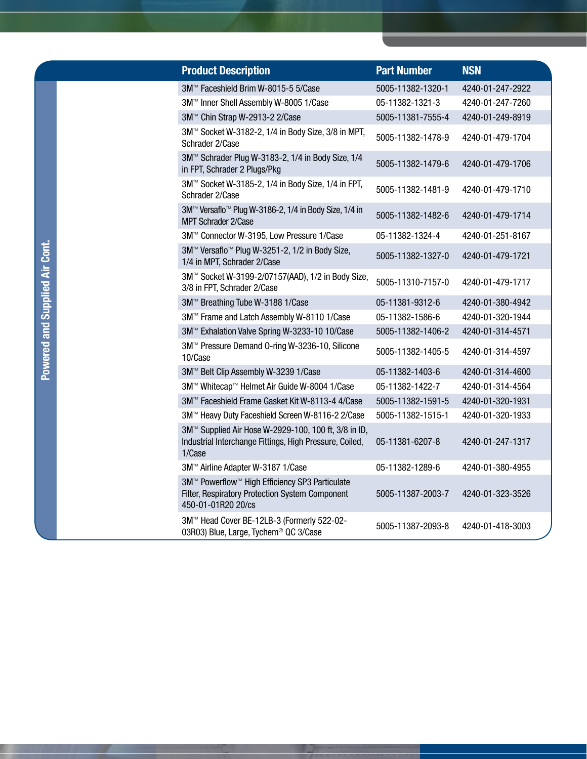## Powered and Supplied Air Cont.

| Product Description | Part Number | NSN |
|---|---|---|
| 3M™ Faceshield Brim W-8015-5 5/Case | 5005-11382-1320-1 | 4240-01-247-2922 |
| 3M™ Inner Shell Assembly W-8005 1/Case | 05-11382-1321-3 | 4240-01-247-7260 |
| 3M™ Chin Strap W-2913-2 2/Case | 5005-11381-7555-4 | 4240-01-249-8919 |
| 3M™ Socket W-3182-2, 1/4 in Body Size, 3/8 in MPT, Schrader 2/Case | 5005-11382-1478-9 | 4240-01-479-1704 |
| 3M™ Schrader Plug W-3183-2, 1/4 in Body Size, 1/4 in FPT, Schrader 2 Plugs/Pkg | 5005-11382-1479-6 | 4240-01-479-1706 |
| 3M™ Socket W-3185-2, 1/4 in Body Size, 1/4 in FPT, Schrader 2/Case | 5005-11382-1481-9 | 4240-01-479-1710 |
| 3M™ Versaflo™ Plug W-3186-2, 1/4 in Body Size, 1/4 in MPT Schrader 2/Case | 5005-11382-1482-6 | 4240-01-479-1714 |
| 3M™ Connector W-3195, Low Pressure 1/Case | 05-11382-1324-4 | 4240-01-251-8167 |
| 3M™ Versaflo™ Plug W-3251-2, 1/2 in Body Size, 1/4 in MPT, Schrader 2/Case | 5005-11382-1327-0 | 4240-01-479-1721 |
| 3M™ Socket W-3199-2/07157(AAD), 1/2 in Body Size, 3/8 in FPT, Schrader 2/Case | 5005-11310-7157-0 | 4240-01-479-1717 |
| 3M™ Breathing Tube W-3188 1/Case | 05-11381-9312-6 | 4240-01-380-4942 |
| 3M™ Frame and Latch Assembly W-8110 1/Case | 05-11382-1586-6 | 4240-01-320-1944 |
| 3M™ Exhalation Valve Spring W-3233-10 10/Case | 5005-11382-1406-2 | 4240-01-314-4571 |
| 3M™ Pressure Demand O-ring W-3236-10, Silicone 10/Case | 5005-11382-1405-5 | 4240-01-314-4597 |
| 3M™ Belt Clip Assembly W-3239 1/Case | 05-11382-1403-6 | 4240-01-314-4600 |
| 3M™ Whitecap™ Helmet Air Guide W-8004 1/Case | 05-11382-1422-7 | 4240-01-314-4564 |
| 3M™ Faceshield Frame Gasket Kit W-8113-4 4/Case | 5005-11382-1591-5 | 4240-01-320-1931 |
| 3M™ Heavy Duty Faceshield Screen W-8116-2 2/Case | 5005-11382-1515-1 | 4240-01-320-1933 |
| 3M™ Supplied Air Hose W-2929-100, 100 ft, 3/8 in ID, Industrial Interchange Fittings, High Pressure, Coiled, 1/Case | 05-11381-6207-8 | 4240-01-247-1317 |
| 3M™ Airline Adapter W-3187 1/Case | 05-11382-1289-6 | 4240-01-380-4955 |
| 3M™ Powerflow™ High Efficiency SP3 Particulate Filter, Respiratory Protection System Component 450-01-01R20 20/cs | 5005-11387-2003-7 | 4240-01-323-3526 |
| 3M™ Head Cover BE-12LB-3 (Formerly 522-02-03R03) Blue, Large, Tychem® QC 3/Case | 5005-11387-2093-8 | 4240-01-418-3003 |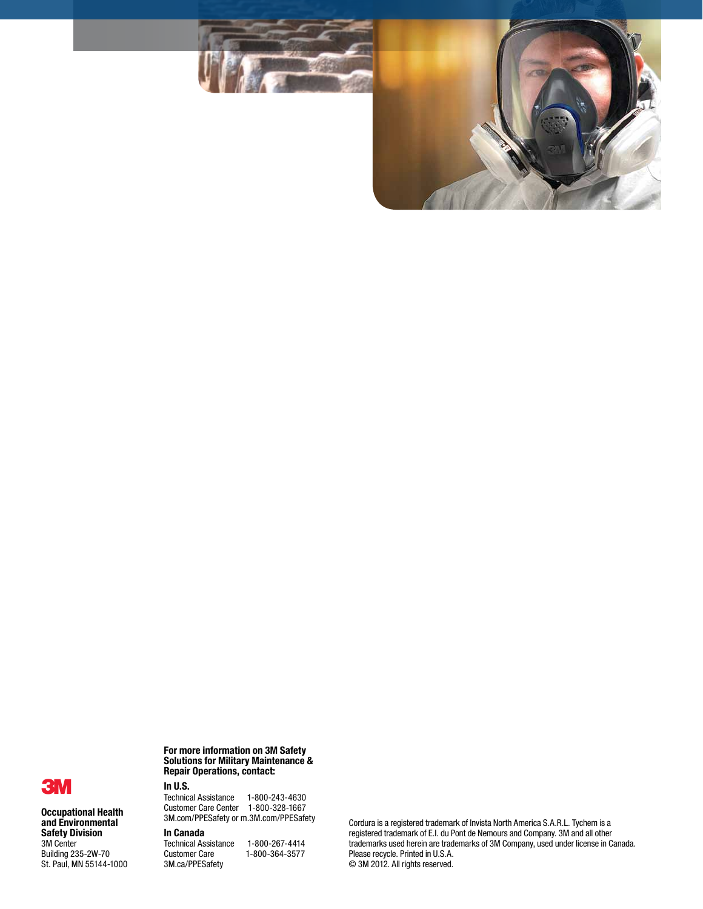3M

**Occupational Health and Environmental Safety Division**
3M Center
Building 235-2W-70
St. Paul, MN 55144-1000

**For more information on 3M Safety Solutions for Military Maintenance & Repair Operations, contact:**

**In U.S.**
Technical Assistance 1-800-243-4630
Customer Care Center 1-800-328-1667
3M.com/PPESafety or m.3M.com/PPESafety

**In Canada**
Technical Assistance 1-800-267-4414
Customer Care 1-800-364-3577
3M.ca/PPESafety

Cordura is a registered trademark of Invista North America S.A.R.L. Tychem is a registered trademark of E.I. du Pont de Nemours and Company. 3M and all other trademarks used herein are trademarks of 3M Company, used under license in Canada.
Please recycle. Printed in U.S.A.
© 3M 2012. All rights reserved.